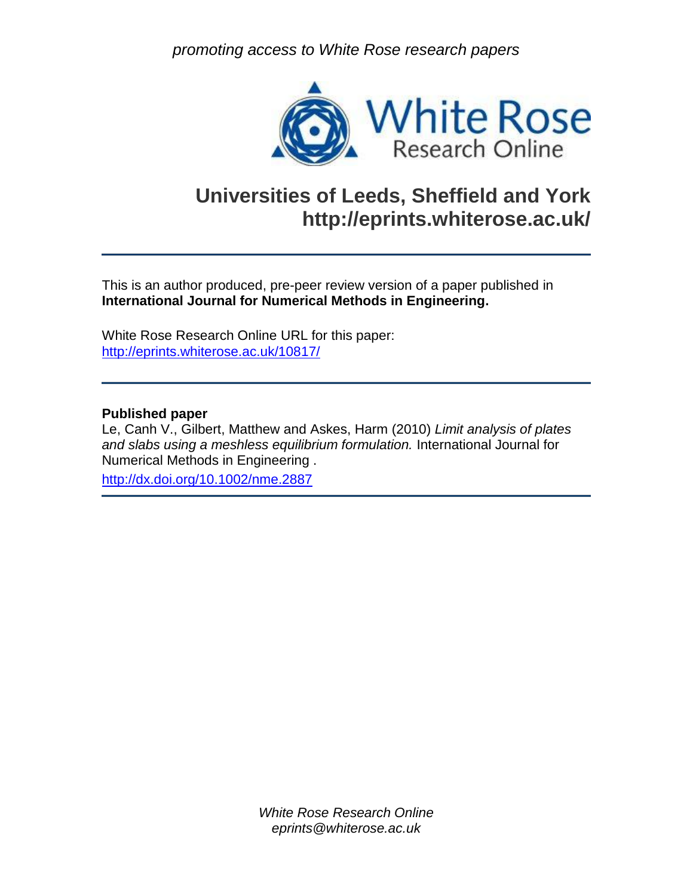promoting access to White Rose research papers

# White Rose Research Online

## Universities of Leeds, Sheffield and York
## http://eprints.whiterose.ac.uk/

---

This is an author produced, pre-peer review version of a paper published in **International Journal for Numerical Methods in Engineering.**

White Rose Research Online URL for this paper:
http://eprints.whiterose.ac.uk/10817/

---

**Published paper**

Le, Canh V., Gilbert, Matthew and Askes, Harm (2010) *Limit analysis of plates and slabs using a meshless equilibrium formulation.* International Journal for Numerical Methods in Engineering .

http://dx.doi.org/10.1002/nme.2887

---

*White Rose Research Online*
*eprints@whiterose.ac.uk*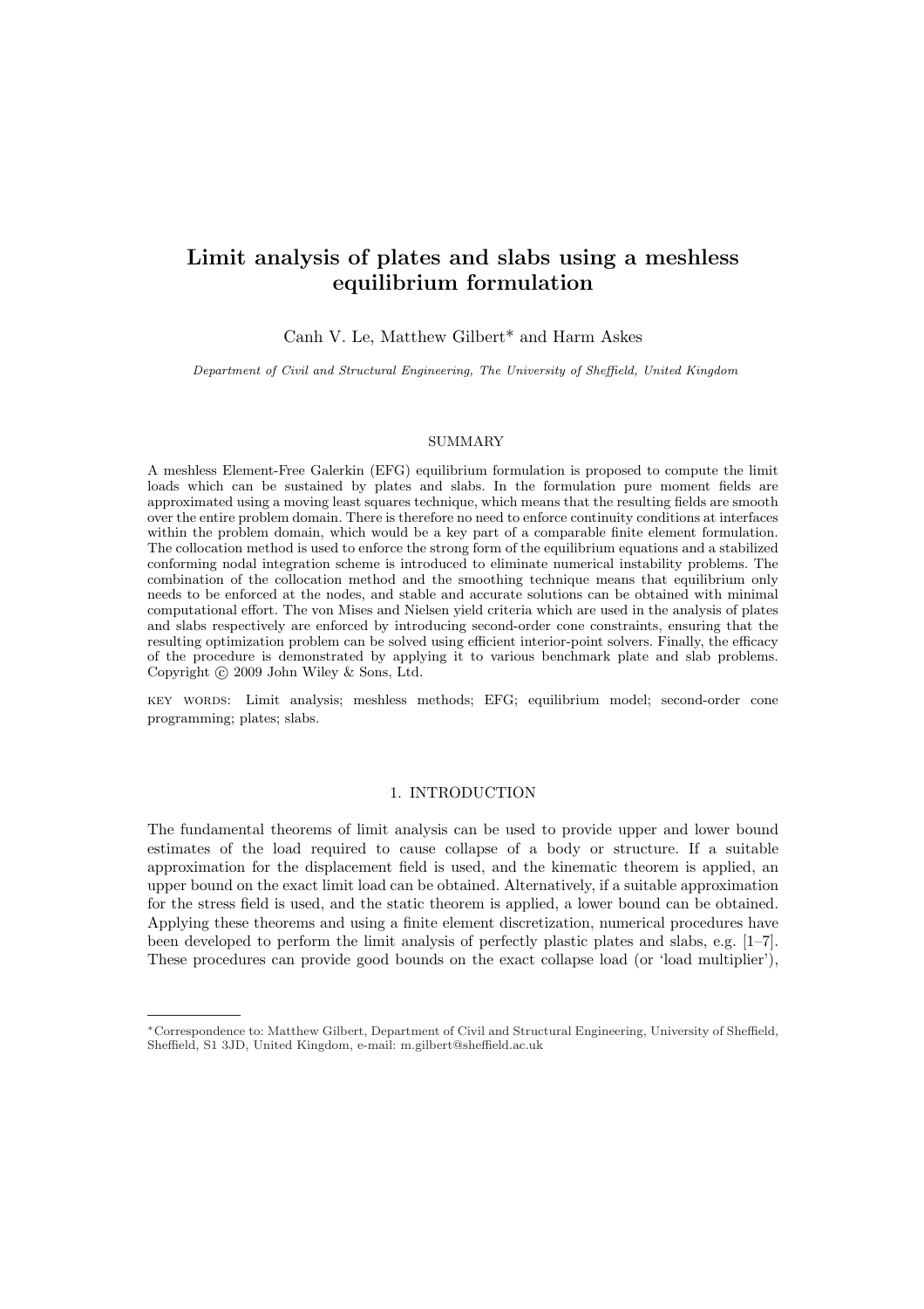# Limit analysis of plates and slabs using a meshless equilibrium formulation

Canh V. Le, Matthew Gilbert* and Harm Askes

*Department of Civil and Structural Engineering, The University of Sheffield, United Kingdom*

## SUMMARY

A meshless Element-Free Galerkin (EFG) equilibrium formulation is proposed to compute the limit loads which can be sustained by plates and slabs. In the formulation pure moment fields are approximated using a moving least squares technique, which means that the resulting fields are smooth over the entire problem domain. There is therefore no need to enforce continuity conditions at interfaces within the problem domain, which would be a key part of a comparable finite element formulation. The collocation method is used to enforce the strong form of the equilibrium equations and a stabilized conforming nodal integration scheme is introduced to eliminate numerical instability problems. The combination of the collocation method and the smoothing technique means that equilibrium only needs to be enforced at the nodes, and stable and accurate solutions can be obtained with minimal computational effort. The von Mises and Nielsen yield criteria which are used in the analysis of plates and slabs respectively are enforced by introducing second-order cone constraints, ensuring that the resulting optimization problem can be solved using efficient interior-point solvers. Finally, the efficacy of the procedure is demonstrated by applying it to various benchmark plate and slab problems. Copyright © 2009 John Wiley & Sons, Ltd.

KEY WORDS: Limit analysis; meshless methods; EFG; equilibrium model; second-order cone programming; plates; slabs.

## 1. INTRODUCTION

The fundamental theorems of limit analysis can be used to provide upper and lower bound estimates of the load required to cause collapse of a body or structure. If a suitable approximation for the displacement field is used, and the kinematic theorem is applied, an upper bound on the exact limit load can be obtained. Alternatively, if a suitable approximation for the stress field is used, and the static theorem is applied, a lower bound can be obtained. Applying these theorems and using a finite element discretization, numerical procedures have been developed to perform the limit analysis of perfectly plastic plates and slabs, e.g. [1–7]. These procedures can provide good bounds on the exact collapse load (or 'load multiplier'),

---

*Correspondence to: Matthew Gilbert, Department of Civil and Structural Engineering, University of Sheffield, Sheffield, S1 3JD, United Kingdom, e-mail: m.gilbert@sheffield.ac.uk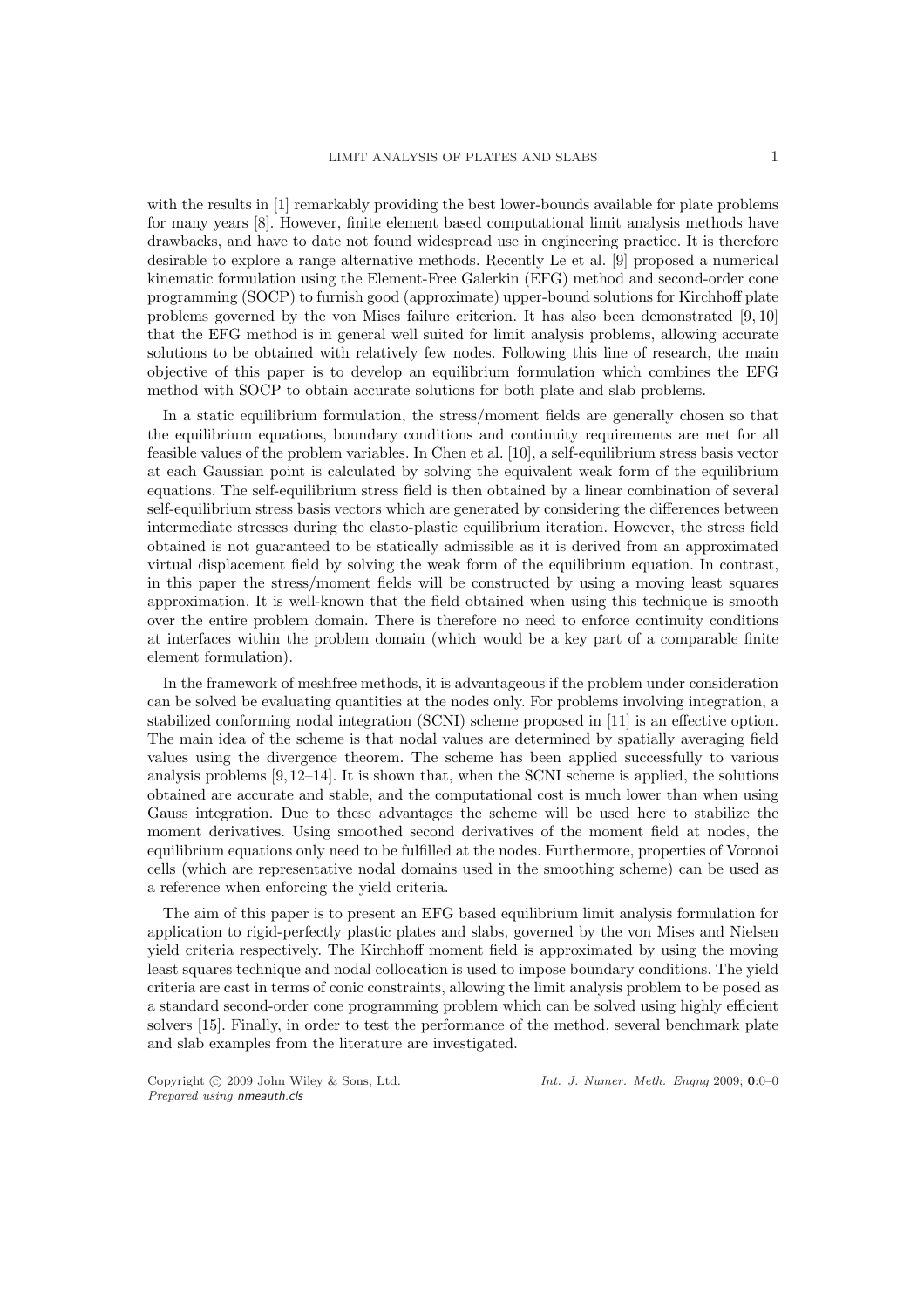with the results in [1] remarkably providing the best lower-bounds available for plate problems for many years [8]. However, finite element based computational limit analysis methods have drawbacks, and have to date not found widespread use in engineering practice. It is therefore desirable to explore a range alternative methods. Recently Le et al. [9] proposed a numerical kinematic formulation using the Element-Free Galerkin (EFG) method and second-order cone programming (SOCP) to furnish good (approximate) upper-bound solutions for Kirchhoff plate problems governed by the von Mises failure criterion. It has also been demonstrated [9, 10] that the EFG method is in general well suited for limit analysis problems, allowing accurate solutions to be obtained with relatively few nodes. Following this line of research, the main objective of this paper is to develop an equilibrium formulation which combines the EFG method with SOCP to obtain accurate solutions for both plate and slab problems.

In a static equilibrium formulation, the stress/moment fields are generally chosen so that the equilibrium equations, boundary conditions and continuity requirements are met for all feasible values of the problem variables. In Chen et al. [10], a self-equilibrium stress basis vector at each Gaussian point is calculated by solving the equivalent weak form of the equilibrium equations. The self-equilibrium stress field is then obtained by a linear combination of several self-equilibrium stress basis vectors which are generated by considering the differences between intermediate stresses during the elasto-plastic equilibrium iteration. However, the stress field obtained is not guaranteed to be statically admissible as it is derived from an approximated virtual displacement field by solving the weak form of the equilibrium equation. In contrast, in this paper the stress/moment fields will be constructed by using a moving least squares approximation. It is well-known that the field obtained when using this technique is smooth over the entire problem domain. There is therefore no need to enforce continuity conditions at interfaces within the problem domain (which would be a key part of a comparable finite element formulation).

In the framework of meshfree methods, it is advantageous if the problem under consideration can be solved be evaluating quantities at the nodes only. For problems involving integration, a stabilized conforming nodal integration (SCNI) scheme proposed in [11] is an effective option. The main idea of the scheme is that nodal values are determined by spatially averaging field values using the divergence theorem. The scheme has been applied successfully to various analysis problems [9, 12–14]. It is shown that, when the SCNI scheme is applied, the solutions obtained are accurate and stable, and the computational cost is much lower than when using Gauss integration. Due to these advantages the scheme will be used here to stabilize the moment derivatives. Using smoothed second derivatives of the moment field at nodes, the equilibrium equations only need to be fulfilled at the nodes. Furthermore, properties of Voronoi cells (which are representative nodal domains used in the smoothing scheme) can be used as a reference when enforcing the yield criteria.

The aim of this paper is to present an EFG based equilibrium limit analysis formulation for application to rigid-perfectly plastic plates and slabs, governed by the von Mises and Nielsen yield criteria respectively. The Kirchhoff moment field is approximated by using the moving least squares technique and nodal collocation is used to impose boundary conditions. The yield criteria are cast in terms of conic constraints, allowing the limit analysis problem to be posed as a standard second-order cone programming problem which can be solved using highly efficient solvers [15]. Finally, in order to test the performance of the method, several benchmark plate and slab examples from the literature are investigated.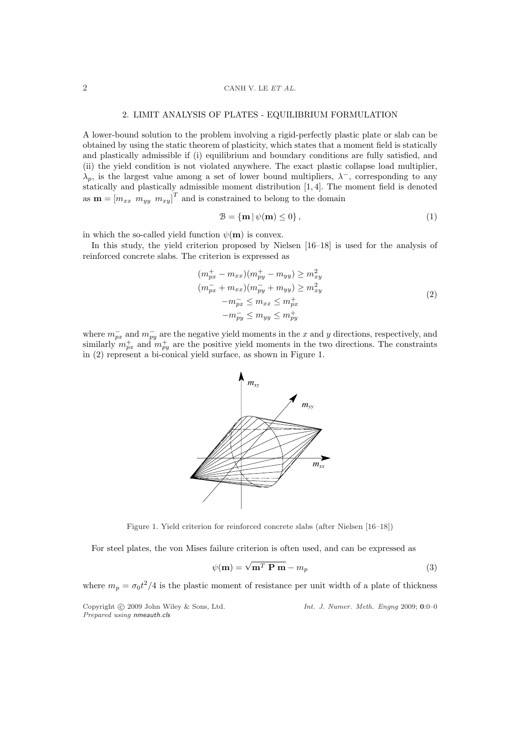## 2. LIMIT ANALYSIS OF PLATES - EQUILIBRIUM FORMULATION

A lower-bound solution to the problem involving a rigid-perfectly plastic plate or slab can be obtained by using the static theorem of plasticity, which states that a moment field is statically and plastically admissible if (i) equilibrium and boundary conditions are fully satisfied, and (ii) the yield condition is not violated anywhere. The exact plastic collapse load multiplier, $\lambda_p$, is the largest value among a set of lower bound multipliers, $\lambda^-$, corresponding to any statically and plastically admissible moment distribution [1, 4]. The moment field is denoted as $\mathbf{m} = [m_{xx}\ m_{yy}\ m_{xy}]^T$ and is constrained to belong to the domain

$$\mathcal{B} = \{\mathbf{m}\,|\,\psi(\mathbf{m}) \leq 0\}, \tag{1}$$

in which the so-called yield function $\psi(\mathbf{m})$ is convex.

In this study, the yield criterion proposed by Nielsen [16–18] is used for the analysis of reinforced concrete slabs. The criterion is expressed as

$$\begin{aligned}
(m_{px}^+ - m_{xx})(m_{py}^+ - m_{yy}) &\geq m_{xy}^2 \\
(m_{px}^- + m_{xx})(m_{py}^- + m_{yy}) &\geq m_{xy}^2 \\
-m_{px}^- \leq m_{xx} &\leq m_{px}^+ \\
-m_{py}^- \leq m_{yy} &\leq m_{py}^+
\end{aligned} \tag{2}$$

where $m_{px}^-$ and $m_{py}^-$ are the negative yield moments in the $x$ and $y$ directions, respectively, and similarly $m_{px}^+$ and $m_{py}^+$ are the positive yield moments in the two directions. The constraints in (2) represent a bi-conical yield surface, as shown in Figure 1.

Figure 1. Yield criterion for reinforced concrete slabs (after Nielsen [16–18])

For steel plates, the von Mises failure criterion is often used, and can be expressed as

$$\psi(\mathbf{m}) = \sqrt{\mathbf{m}^T\ \mathbf{P}\ \mathbf{m}} - m_p \tag{3}$$

where $m_p = \sigma_0 t^2/4$ is the plastic moment of resistance per unit width of a plate of thickness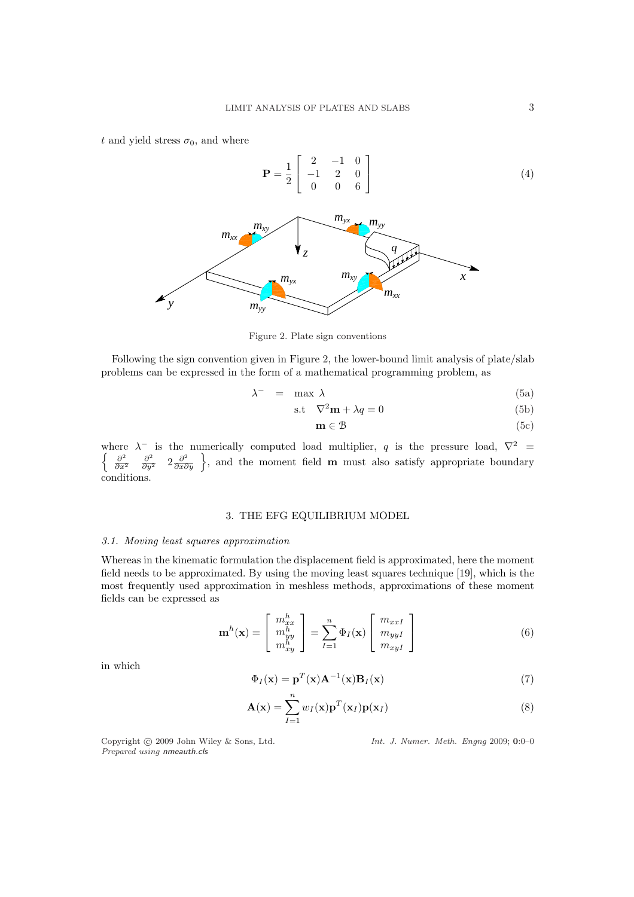$t$ and yield stress $\sigma_0$, and where

$$\mathbf{P} = \frac{1}{2}\begin{bmatrix} 2 & -1 & 0 \\ -1 & 2 & 0 \\ 0 & 0 & 6 \end{bmatrix} \tag{4}$$

Figure 2. Plate sign conventions

Following the sign convention given in Figure 2, the lower-bound limit analysis of plate/slab problems can be expressed in the form of a mathematical programming problem, as

$$\lambda^- \;=\; \max\ \lambda \tag{5a}$$

$$\text{s.t} \quad \nabla^2\mathbf{m} + \lambda q = 0 \tag{5b}$$

$$\mathbf{m} \in \mathcal{B} \tag{5c}$$

where $\lambda^-$ is the numerically computed load multiplier, $q$ is the pressure load, $\nabla^2 = \left\{ \frac{\partial^2}{\partial x^2} \quad \frac{\partial^2}{\partial y^2} \quad 2\frac{\partial^2}{\partial x \partial y} \right\}$, and the moment field $\mathbf{m}$ must also satisfy appropriate boundary conditions.

## 3. THE EFG EQUILIBRIUM MODEL

### *3.1. Moving least squares approximation*

Whereas in the kinematic formulation the displacement field is approximated, here the moment field needs to be approximated. By using the moving least squares technique [19], which is the most frequently used approximation in meshless methods, approximations of these moment fields can be expressed as

$$\mathbf{m}^h(\mathbf{x}) = \begin{bmatrix} m^h_{xx} \\ m^h_{yy} \\ m^h_{xy} \end{bmatrix} = \sum_{I=1}^{n} \Phi_I(\mathbf{x}) \begin{bmatrix} m_{xxI} \\ m_{yyI} \\ m_{xyI} \end{bmatrix} \tag{6}$$

in which

$$\Phi_I(\mathbf{x}) = \mathbf{p}^T(\mathbf{x})\mathbf{A}^{-1}(\mathbf{x})\mathbf{B}_I(\mathbf{x}) \tag{7}$$

$$\mathbf{A}(\mathbf{x}) = \sum_{I=1}^{n} w_I(\mathbf{x})\mathbf{p}^T(\mathbf{x}_I)\mathbf{p}(\mathbf{x}_I) \tag{8}$$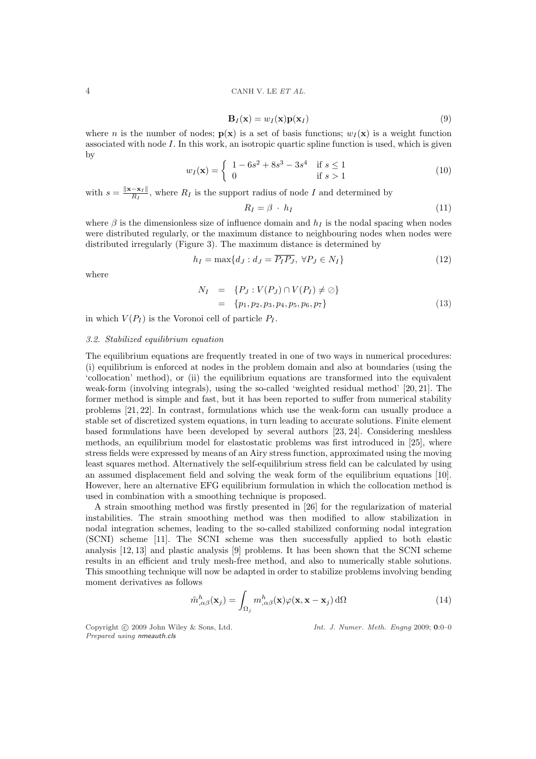$$\mathbf{B}_I(\mathbf{x}) = w_I(\mathbf{x})\mathbf{p}(\mathbf{x}_I) \tag{9}$$

where $n$ is the number of nodes; $\mathbf{p}(\mathbf{x})$ is a set of basis functions; $w_I(\mathbf{x})$ is a weight function associated with node $I$. In this work, an isotropic quartic spline function is used, which is given by

$$w_I(\mathbf{x}) = \begin{cases} 1 - 6s^2 + 8s^3 - 3s^4 & \text{if } s \leq 1 \\ 0 & \text{if } s > 1 \end{cases} \tag{10}$$

with $s = \frac{\|\mathbf{x}-\mathbf{x}_I\|}{R_I}$, where $R_I$ is the support radius of node $I$ and determined by

$$R_I = \beta \cdot h_I \tag{11}$$

where $\beta$ is the dimensionless size of influence domain and $h_I$ is the nodal spacing when nodes were distributed regularly, or the maximum distance to neighbouring nodes when nodes were distributed irregularly (Figure 3). The maximum distance is determined by

$$h_I = \max\{d_J : d_J = \overline{P_I P_J},\ \forall P_J \in N_I\} \tag{12}$$

where

$$\begin{aligned} N_I &= \{P_J : V(P_J) \cap V(P_I) \neq \oslash\} \\ &= \{p_1, p_2, p_3, p_4, p_5, p_6, p_7\} \end{aligned} \tag{13}$$

in which $V(P_I)$ is the Voronoi cell of particle $P_I$.

### 3.2. Stabilized equilibrium equation

The equilibrium equations are frequently treated in one of two ways in numerical procedures: (i) equilibrium is enforced at nodes in the problem domain and also at boundaries (using the 'collocation' method), or (ii) the equilibrium equations are transformed into the equivalent weak-form (involving integrals), using the so-called 'weighted residual method' [20, 21]. The former method is simple and fast, but it has been reported to suffer from numerical stability problems [21, 22]. In contrast, formulations which use the weak-form can usually produce a stable set of discretized system equations, in turn leading to accurate solutions. Finite element based formulations have been developed by several authors [23, 24]. Considering meshless methods, an equilibrium model for elastostatic problems was first introduced in [25], where stress fields were expressed by means of an Airy stress function, approximated using the moving least squares method. Alternatively the self-equilibrium stress field can be calculated by using an assumed displacement field and solving the weak form of the equilibrium equations [10]. However, here an alternative EFG equilibrium formulation in which the collocation method is used in combination with a smoothing technique is proposed.

A strain smoothing method was firstly presented in [26] for the regularization of material instabilities. The strain smoothing method was then modified to allow stabilization in nodal integration schemes, leading to the so-called stabilized conforming nodal integration (SCNI) scheme [11]. The SCNI scheme was then successfully applied to both elastic analysis [12, 13] and plastic analysis [9] problems. It has been shown that the SCNI scheme results in an efficient and truly mesh-free method, and also to numerically stable solutions. This smoothing technique will now be adapted in order to stabilize problems involving bending moment derivatives as follows

$$\tilde{m}^h_{,\alpha\beta}(\mathbf{x}_j) = \int_{\Omega_j} m^h_{,\alpha\beta}(\mathbf{x})\varphi(\mathbf{x}, \mathbf{x} - \mathbf{x}_j)\,\mathrm{d}\Omega \tag{14}$$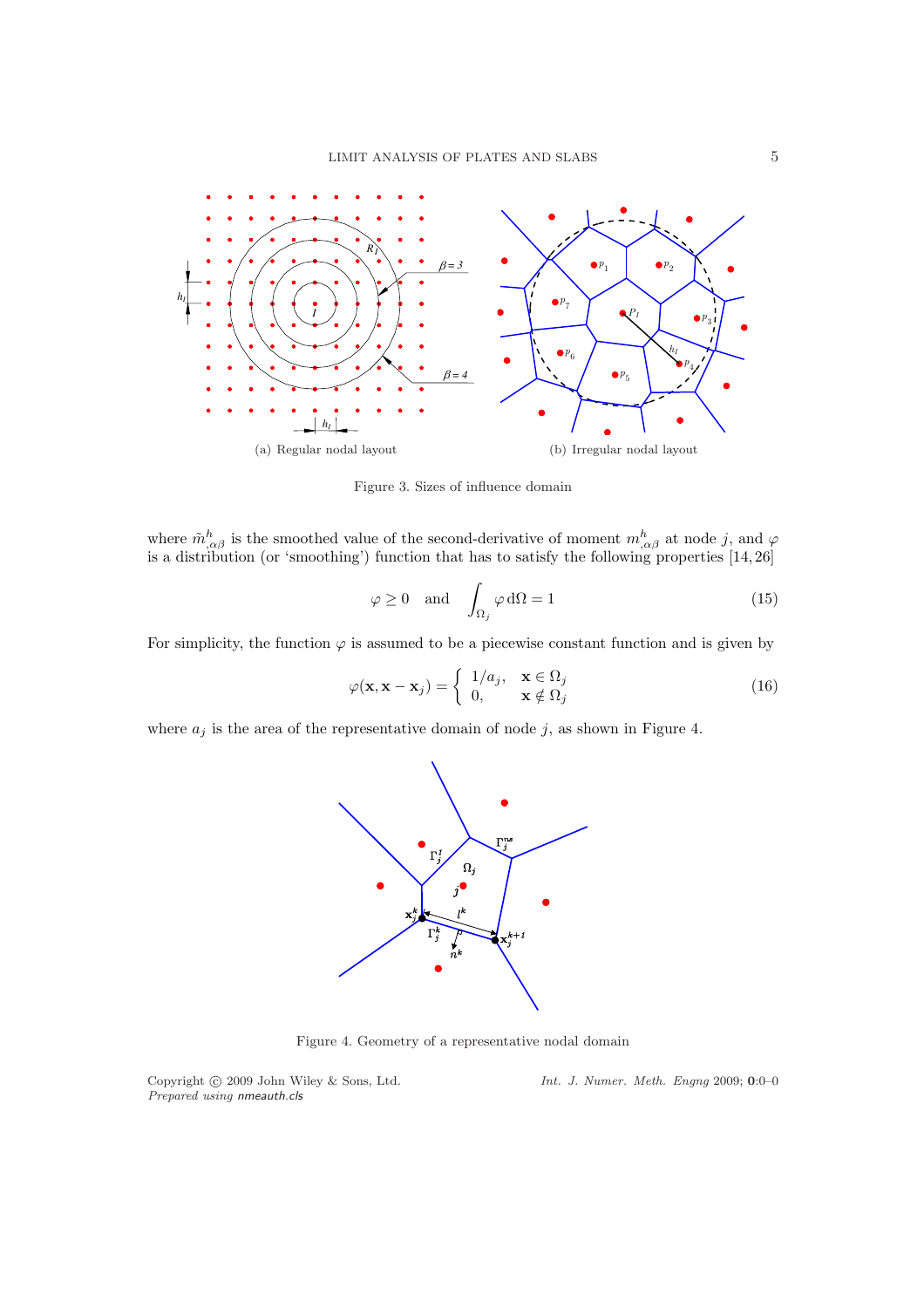(a) Regular nodal layout

(b) Irregular nodal layout

Figure 3. Sizes of influence domain

where $\tilde{m}^h_{,\alpha\beta}$ is the smoothed value of the second-derivative of moment $m^h_{,\alpha\beta}$ at node $j$, and $\varphi$ is a distribution (or 'smoothing') function that has to satisfy the following properties [14, 26]

$$\varphi \geq 0 \quad \text{and} \quad \int_{\Omega_j} \varphi \, \mathrm{d}\Omega = 1 \tag{15}$$

For simplicity, the function $\varphi$ is assumed to be a piecewise constant function and is given by

$$\varphi(\mathbf{x}, \mathbf{x} - \mathbf{x}_j) = \begin{cases} 1/a_j, & \mathbf{x} \in \Omega_j \\ 0, & \mathbf{x} \notin \Omega_j \end{cases} \tag{16}$$

where $a_j$ is the area of the representative domain of node $j$, as shown in Figure 4.

Figure 4. Geometry of a representative nodal domain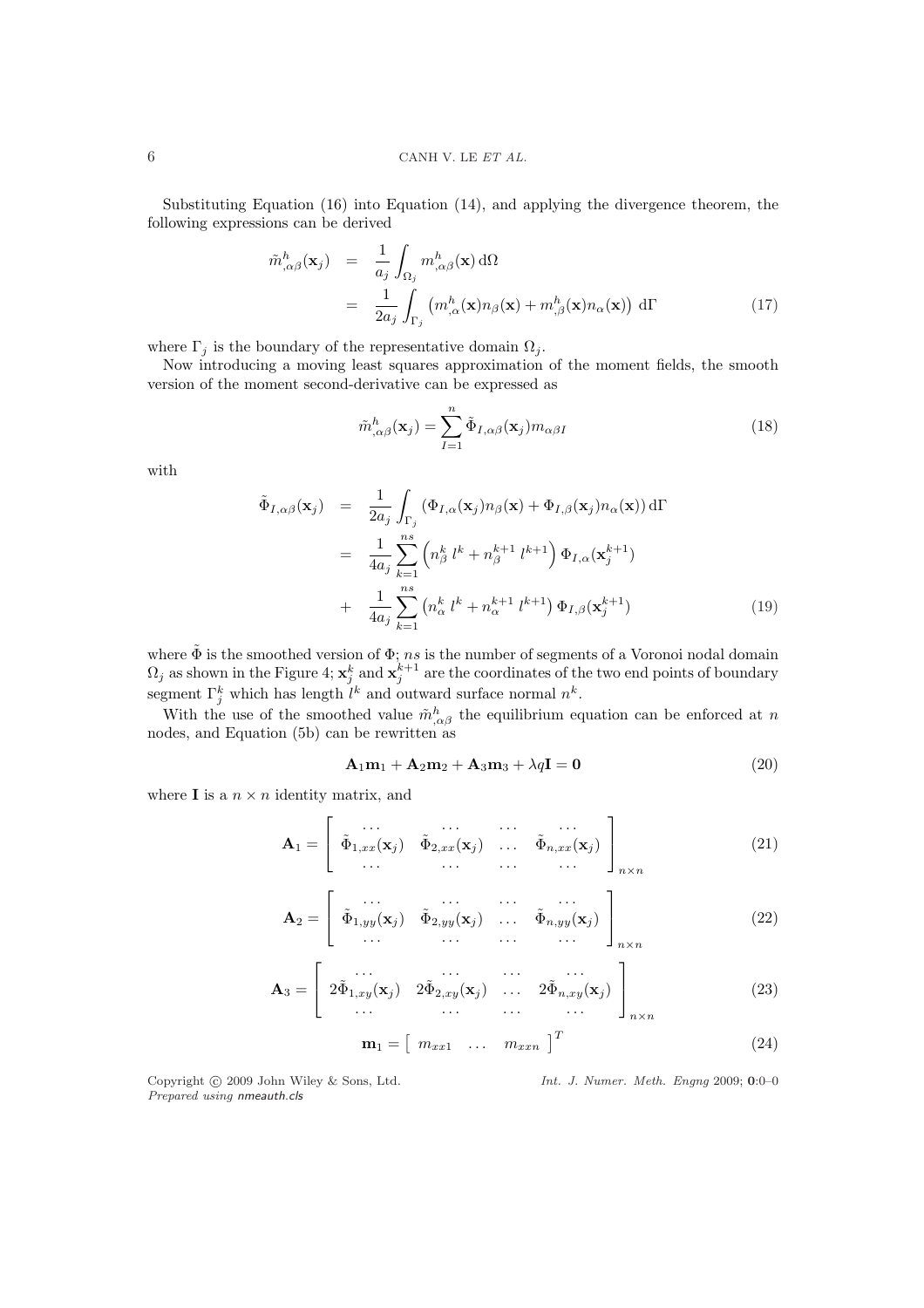Substituting Equation (16) into Equation (14), and applying the divergence theorem, the following expressions can be derived

$$
\begin{aligned}
\tilde{m}^h_{,\alpha\beta}(\mathbf{x}_j) &= \frac{1}{a_j}\int_{\Omega_j} m^h_{,\alpha\beta}(\mathbf{x})\,\mathrm{d}\Omega \\
&= \frac{1}{2a_j}\int_{\Gamma_j} \left( m^h_{,\alpha}(\mathbf{x}) n_\beta(\mathbf{x}) + m^h_{,\beta}(\mathbf{x}) n_\alpha(\mathbf{x}) \right)\,\mathrm{d}\Gamma
\end{aligned} \tag{17}
$$

where $\Gamma_j$ is the boundary of the representative domain $\Omega_j$.

Now introducing a moving least squares approximation of the moment fields, the smooth version of the moment second-derivative can be expressed as

$$
\tilde{m}^h_{,\alpha\beta}(\mathbf{x}_j) = \sum_{I=1}^{n} \tilde{\Phi}_{I,\alpha\beta}(\mathbf{x}_j) m_{\alpha\beta I} \tag{18}
$$

with

$$
\begin{aligned}
\tilde{\Phi}_{I,\alpha\beta}(\mathbf{x}_j) &= \frac{1}{2a_j}\int_{\Gamma_j} \left( \Phi_{I,\alpha}(\mathbf{x}_j) n_\beta(\mathbf{x}) + \Phi_{I,\beta}(\mathbf{x}_j) n_\alpha(\mathbf{x}) \right)\mathrm{d}\Gamma \\
&= \frac{1}{4a_j}\sum_{k=1}^{ns} \left( n^k_\beta\, l^k + n^{k+1}_\beta\, l^{k+1} \right) \Phi_{I,\alpha}(\mathbf{x}^{k+1}_j) \\
&+ \frac{1}{4a_j}\sum_{k=1}^{ns} \left( n^k_\alpha\, l^k + n^{k+1}_\alpha\, l^{k+1} \right) \Phi_{I,\beta}(\mathbf{x}^{k+1}_j)
\end{aligned} \tag{19}
$$

where $\tilde{\Phi}$ is the smoothed version of $\Phi$; $ns$ is the number of segments of a Voronoi nodal domain $\Omega_j$ as shown in the Figure 4; $\mathbf{x}^k_j$ and $\mathbf{x}^{k+1}_j$ are the coordinates of the two end points of boundary segment $\Gamma^k_j$ which has length $l^k$ and outward surface normal $n^k$.

With the use of the smoothed value $\tilde{m}^h_{,\alpha\beta}$ the equilibrium equation can be enforced at $n$ nodes, and Equation (5b) can be rewritten as

$$
\mathbf{A}_1\mathbf{m}_1 + \mathbf{A}_2\mathbf{m}_2 + \mathbf{A}_3\mathbf{m}_3 + \lambda q\mathbf{I} = \mathbf{0} \tag{20}
$$

where $\mathbf{I}$ is a $n \times n$ identity matrix, and

$$
\mathbf{A}_1 = \begin{bmatrix} \cdots & \cdots & \cdots & \cdots \\ \tilde{\Phi}_{1,xx}(\mathbf{x}_j) & \tilde{\Phi}_{2,xx}(\mathbf{x}_j) & \ldots & \tilde{\Phi}_{n,xx}(\mathbf{x}_j) \\ \cdots & \cdots & \cdots & \cdots \end{bmatrix}_{n\times n} \tag{21}
$$

$$
\mathbf{A}_2 = \begin{bmatrix} \cdots & \cdots & \cdots & \cdots \\ \tilde{\Phi}_{1,yy}(\mathbf{x}_j) & \tilde{\Phi}_{2,yy}(\mathbf{x}_j) & \ldots & \tilde{\Phi}_{n,yy}(\mathbf{x}_j) \\ \cdots & \cdots & \cdots & \cdots \end{bmatrix}_{n\times n} \tag{22}
$$

$$
\mathbf{A}_3 = \begin{bmatrix} \cdots & \cdots & \cdots & \cdots \\ 2\tilde{\Phi}_{1,xy}(\mathbf{x}_j) & 2\tilde{\Phi}_{2,xy}(\mathbf{x}_j) & \ldots & 2\tilde{\Phi}_{n,xy}(\mathbf{x}_j) \\ \cdots & \cdots & \cdots & \cdots \end{bmatrix}_{n\times n} \tag{23}
$$

$$
\mathbf{m}_1 = \begin{bmatrix} m_{xx1} & \ldots & m_{xxn} \end{bmatrix}^T \tag{24}
$$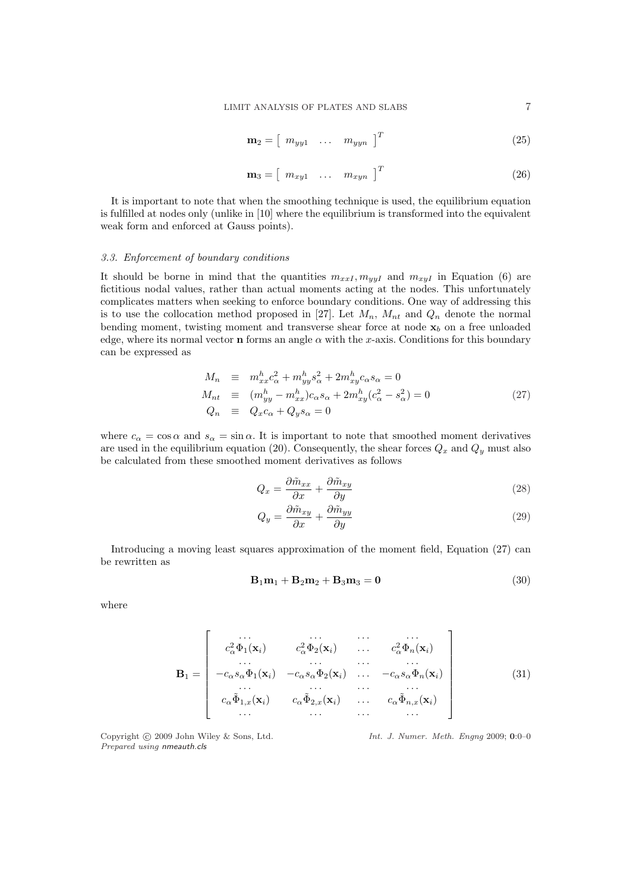$$\mathbf{m}_2 = \left[ \begin{array}{ccc} m_{yy1} & \dots & m_{yyn} \end{array} \right]^T \tag{25}$$

$$\mathbf{m}_3 = \left[ \begin{array}{ccc} m_{xy1} & \dots & m_{xyn} \end{array} \right]^T \tag{26}$$

It is important to note that when the smoothing technique is used, the equilibrium equation is fulfilled at nodes only (unlike in [10] where the equilibrium is transformed into the equivalent weak form and enforced at Gauss points).

### *3.3. Enforcement of boundary conditions*

It should be borne in mind that the quantities $m_{xxI}, m_{yyI}$ and $m_{xyI}$ in Equation (6) are fictitious nodal values, rather than actual moments acting at the nodes. This unfortunately complicates matters when seeking to enforce boundary conditions. One way of addressing this is to use the collocation method proposed in [27]. Let $M_n$, $M_{nt}$ and $Q_n$ denote the normal bending moment, twisting moment and transverse shear force at node $\mathbf{x}_b$ on a free unloaded edge, where its normal vector $\mathbf{n}$ forms an angle $\alpha$ with the $x$-axis. Conditions for this boundary can be expressed as

$$\begin{array}{lcl} M_n & \equiv & m^h_{xx} c^2_\alpha + m^h_{yy} s^2_\alpha + 2 m^h_{xy} c_\alpha s_\alpha = 0 \\ M_{nt} & \equiv & (m^h_{yy} - m^h_{xx}) c_\alpha s_\alpha + 2 m^h_{xy} (c^2_\alpha - s^2_\alpha) = 0 \\ Q_n & \equiv & Q_x c_\alpha + Q_y s_\alpha = 0 \end{array} \tag{27}$$

where $c_\alpha = \cos\alpha$ and $s_\alpha = \sin\alpha$. It is important to note that smoothed moment derivatives are used in the equilibrium equation (20). Consequently, the shear forces $Q_x$ and $Q_y$ must also be calculated from these smoothed moment derivatives as follows

$$Q_x = \frac{\partial \tilde{m}_{xx}}{\partial x} + \frac{\partial \tilde{m}_{xy}}{\partial y} \tag{28}$$

$$Q_y = \frac{\partial \tilde{m}_{xy}}{\partial x} + \frac{\partial \tilde{m}_{yy}}{\partial y} \tag{29}$$

Introducing a moving least squares approximation of the moment field, Equation (27) can be rewritten as

$$\mathbf{B}_1 \mathbf{m}_1 + \mathbf{B}_2 \mathbf{m}_2 + \mathbf{B}_3 \mathbf{m}_3 = \mathbf{0} \tag{30}$$

where

$$\mathbf{B}_1 = \left[ \begin{array}{cccc} \dots & \dots & \dots & \dots \\ c^2_\alpha \Phi_1(\mathbf{x}_i) & c^2_\alpha \Phi_2(\mathbf{x}_i) & \dots & c^2_\alpha \Phi_n(\mathbf{x}_i) \\ \dots & \dots & \dots & \dots \\ -c_\alpha s_\alpha \Phi_1(\mathbf{x}_i) & -c_\alpha s_\alpha \Phi_2(\mathbf{x}_i) & \dots & -c_\alpha s_\alpha \Phi_n(\mathbf{x}_i) \\ \dots & \dots & \dots & \dots \\ c_\alpha \tilde{\Phi}_{1,x}(\mathbf{x}_i) & c_\alpha \tilde{\Phi}_{2,x}(\mathbf{x}_i) & \dots & c_\alpha \tilde{\Phi}_{n,x}(\mathbf{x}_i) \\ \dots & \dots & \dots & \dots \end{array} \right] \tag{31}$$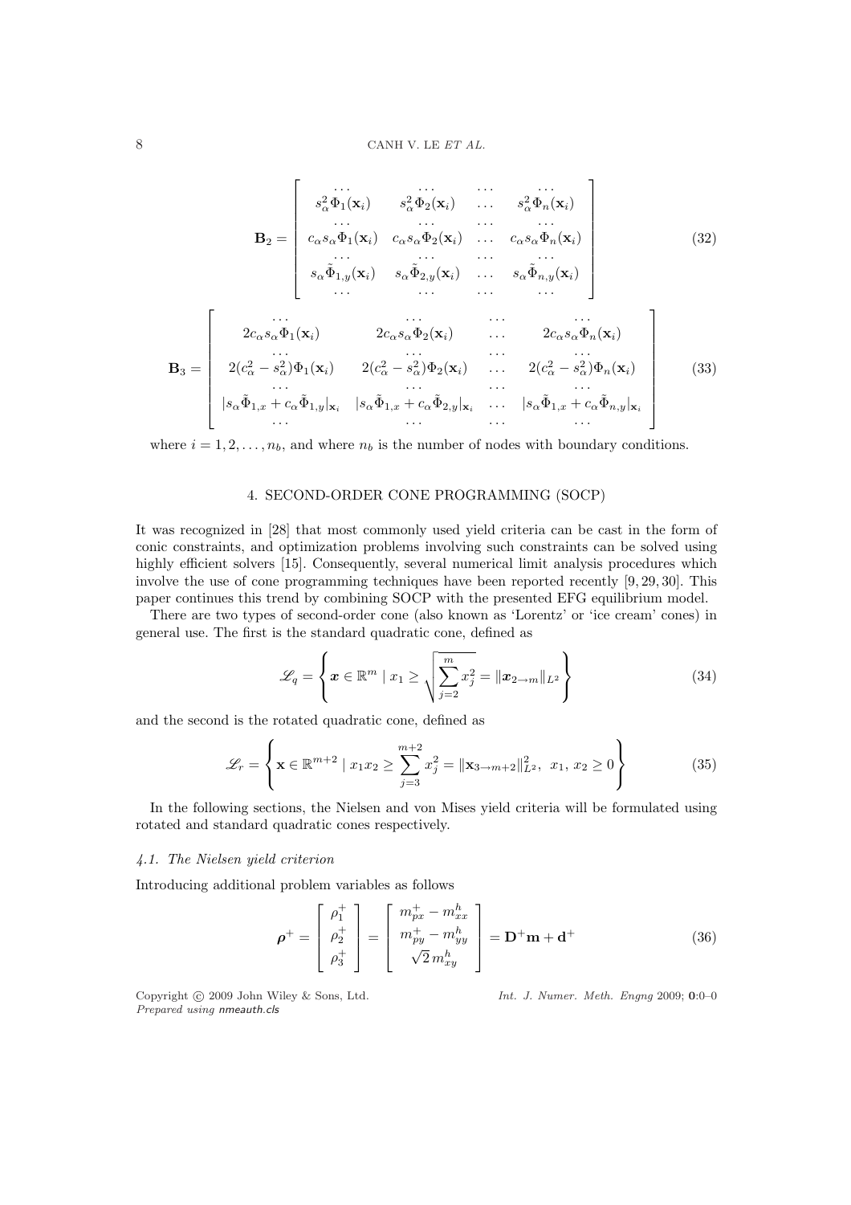$$
\mathbf{B}_2 = \begin{bmatrix} \dots & \dots & \dots & \dots \\ s_\alpha^2 \Phi_1(\mathbf{x}_i) & s_\alpha^2 \Phi_2(\mathbf{x}_i) & \dots & s_\alpha^2 \Phi_n(\mathbf{x}_i) \\ \dots & \dots & \dots & \dots \\ c_\alpha s_\alpha \Phi_1(\mathbf{x}_i) & c_\alpha s_\alpha \Phi_2(\mathbf{x}_i) & \dots & c_\alpha s_\alpha \Phi_n(\mathbf{x}_i) \\ \dots & \dots & \dots & \dots \\ s_\alpha \tilde{\Phi}_{1,y}(\mathbf{x}_i) & s_\alpha \tilde{\Phi}_{2,y}(\mathbf{x}_i) & \dots & s_\alpha \tilde{\Phi}_{n,y}(\mathbf{x}_i) \\ \dots & \dots & \dots & \dots \end{bmatrix} \tag{32}
$$

$$
\mathbf{B}_3 = \begin{bmatrix} \dots & \dots & \dots & \dots \\ 2c_\alpha s_\alpha \Phi_1(\mathbf{x}_i) & 2c_\alpha s_\alpha \Phi_2(\mathbf{x}_i) & \dots & 2c_\alpha s_\alpha \Phi_n(\mathbf{x}_i) \\ \dots & \dots & \dots & \dots \\ 2(c_\alpha^2 - s_\alpha^2)\Phi_1(\mathbf{x}_i) & 2(c_\alpha^2 - s_\alpha^2)\Phi_2(\mathbf{x}_i) & \dots & 2(c_\alpha^2 - s_\alpha^2)\Phi_n(\mathbf{x}_i) \\ \dots & \dots & \dots & \dots \\ |s_\alpha \tilde{\Phi}_{1,x} + c_\alpha \tilde{\Phi}_{1,y}|_{\mathbf{x}_i} & |s_\alpha \tilde{\Phi}_{1,x} + c_\alpha \tilde{\Phi}_{2,y}|_{\mathbf{x}_i} & \dots & |s_\alpha \tilde{\Phi}_{1,x} + c_\alpha \tilde{\Phi}_{n,y}|_{\mathbf{x}_i} \\ \dots & \dots & \dots & \dots \end{bmatrix} \tag{33}
$$

where $i = 1, 2, \dots, n_b$, and where $n_b$ is the number of nodes with boundary conditions.

## 4. SECOND-ORDER CONE PROGRAMMING (SOCP)

It was recognized in [28] that most commonly used yield criteria can be cast in the form of conic constraints, and optimization problems involving such constraints can be solved using highly efficient solvers [15]. Consequently, several numerical limit analysis procedures which involve the use of cone programming techniques have been reported recently [9, 29, 30]. This paper continues this trend by combining SOCP with the presented EFG equilibrium model.

There are two types of second-order cone (also known as 'Lorentz' or 'ice cream' cones) in general use. The first is the standard quadratic cone, defined as

$$
\mathscr{L}_q = \left\{ \boldsymbol{x} \in \mathbb{R}^m \mid x_1 \geq \sqrt{\sum_{j=2}^{m} x_j^2} = \|\boldsymbol{x}_{2\to m}\|_{L^2} \right\} \tag{34}
$$

and the second is the rotated quadratic cone, defined as

$$
\mathscr{L}_r = \left\{ \mathbf{x} \in \mathbb{R}^{m+2} \mid x_1 x_2 \geq \sum_{j=3}^{m+2} x_j^2 = \|\mathbf{x}_{3\to m+2}\|_{L^2}^2, \ x_1, \, x_2 \geq 0 \right\} \tag{35}
$$

In the following sections, the Nielsen and von Mises yield criteria will be formulated using rotated and standard quadratic cones respectively.

### 4.1. The Nielsen yield criterion

Introducing additional problem variables as follows

$$
\boldsymbol{\rho}^+ = \begin{bmatrix} \rho_1^+ \\ \rho_2^+ \\ \rho_3^+ \end{bmatrix} = \begin{bmatrix} m_{px}^+ - m_{xx}^h \\ m_{py}^+ - m_{yy}^h \\ \sqrt{2}\, m_{xy}^h \end{bmatrix} = \mathbf{D}^+ \mathbf{m} + \mathbf{d}^+ \tag{36}
$$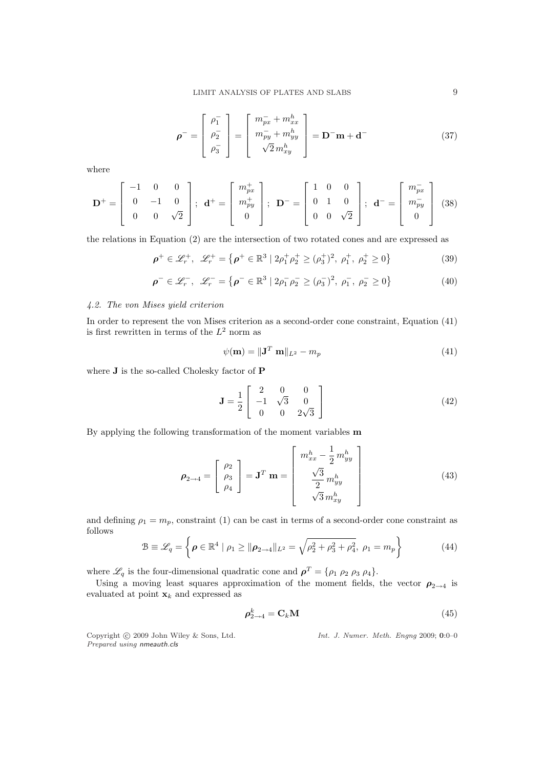$$
\boldsymbol{\rho}^- = \begin{bmatrix} \rho_1^- \\ \rho_2^- \\ \rho_3^- \end{bmatrix} = \begin{bmatrix} m_{px}^- + m_{xx}^h \\ m_{py}^- + m_{yy}^h \\ \sqrt{2}\, m_{xy}^h \end{bmatrix} = \mathbf{D}^- \mathbf{m} + \mathbf{d}^- \tag{37}
$$

where

$$
\mathbf{D}^+ = \begin{bmatrix} -1 & 0 & 0 \\ 0 & -1 & 0 \\ 0 & 0 & \sqrt{2} \end{bmatrix}; \;\; \mathbf{d}^+ = \begin{bmatrix} m_{px}^+ \\ m_{py}^+ \\ 0 \end{bmatrix}; \;\; \mathbf{D}^- = \begin{bmatrix} 1 & 0 & 0 \\ 0 & 1 & 0 \\ 0 & 0 & \sqrt{2} \end{bmatrix}; \;\; \mathbf{d}^- = \begin{bmatrix} m_{px}^- \\ m_{py}^- \\ 0 \end{bmatrix} \tag{38}
$$

the relations in Equation (2) are the intersection of two rotated cones and are expressed as

$$
\boldsymbol{\rho}^+ \in \mathscr{L}_r^+, \;\; \mathscr{L}_r^+ = \left\{ \boldsymbol{\rho}^+ \in \mathbb{R}^3 \mid 2\rho_1^+ \rho_2^+ \geq (\rho_3^+)^2, \; \rho_1^+, \; \rho_2^+ \geq 0 \right\} \tag{39}
$$

$$
\boldsymbol{\rho}^- \in \mathscr{L}_r^-, \;\; \mathscr{L}_r^- = \left\{ \boldsymbol{\rho}^- \in \mathbb{R}^3 \mid 2\rho_1^- \rho_2^- \geq (\rho_3^-)^2, \; \rho_1^-, \; \rho_2^- \geq 0 \right\} \tag{40}
$$

### *4.2. The von Mises yield criterion*

In order to represent the von Mises criterion as a second-order cone constraint, Equation (41) is first rewritten in terms of the $L^2$ norm as

$$
\psi(\mathbf{m}) = \|\mathbf{J}^T \, \mathbf{m}\|_{L^2} - m_p \tag{41}
$$

where $\mathbf{J}$ is the so-called Cholesky factor of $\mathbf{P}$

$$
\mathbf{J} = \frac{1}{2} \begin{bmatrix} 2 & 0 & 0 \\ -1 & \sqrt{3} & 0 \\ 0 & 0 & 2\sqrt{3} \end{bmatrix} \tag{42}
$$

By applying the following transformation of the moment variables $\mathbf{m}$

$$
\boldsymbol{\rho}_{2\to 4} = \begin{bmatrix} \rho_2 \\ \rho_3 \\ \rho_4 \end{bmatrix} = \mathbf{J}^T \, \mathbf{m} = \begin{bmatrix} m_{xx}^h - \dfrac{1}{2} m_{yy}^h \\ \dfrac{\sqrt{3}}{2} m_{yy}^h \\ \sqrt{3}\, m_{xy}^h \end{bmatrix} \tag{43}
$$

and defining $\rho_1 = m_p$, constraint (1) can be cast in terms of a second-order cone constraint as follows

$$
\mathcal{B} \equiv \mathscr{L}_q = \left\{ \boldsymbol{\rho} \in \mathbb{R}^4 \mid \rho_1 \geq \|\boldsymbol{\rho}_{2\to 4}\|_{L^2} = \sqrt{\rho_2^2 + \rho_3^2 + \rho_4^2}, \; \rho_1 = m_p \right\} \tag{44}
$$

where $\mathscr{L}_q$ is the four-dimensional quadratic cone and $\boldsymbol{\rho}^T = \{\rho_1 \; \rho_2 \; \rho_3 \; \rho_4\}$.

Using a moving least squares approximation of the moment fields, the vector $\boldsymbol{\rho}_{2\to 4}$ is evaluated at point $\mathbf{x}_k$ and expressed as

$$
\boldsymbol{\rho}_{2\to 4}^k = \mathbf{C}_k \mathbf{M} \tag{45}
$$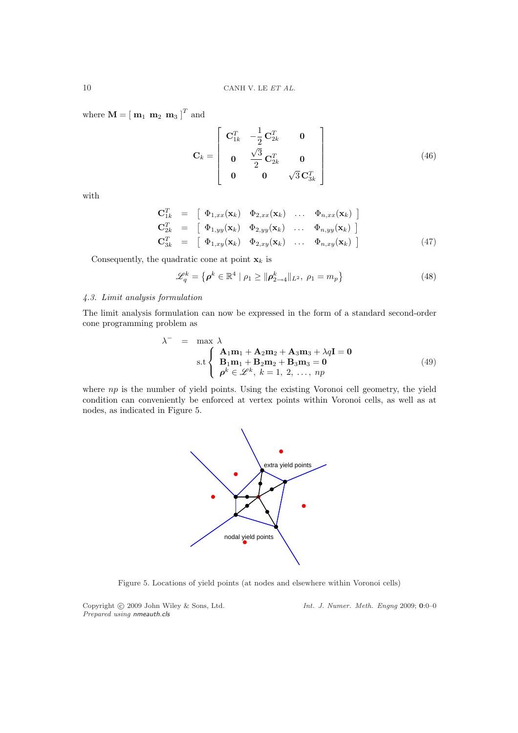where $\mathbf{M} = [\ \mathbf{m}_1\ \ \mathbf{m}_2\ \ \mathbf{m}_3\ ]^T$ and

$$
\mathbf{C}_k = \begin{bmatrix} \mathbf{C}_{1k}^T & -\dfrac{1}{2}\mathbf{C}_{2k}^T & \mathbf{0} \\ \mathbf{0} & \dfrac{\sqrt{3}}{2}\mathbf{C}_{2k}^T & \mathbf{0} \\ \mathbf{0} & \mathbf{0} & \sqrt{3}\,\mathbf{C}_{3k}^T \end{bmatrix} \tag{46}
$$

with

$$
\begin{aligned}
\mathbf{C}_{1k}^T &= \left[\ \Phi_{1,xx}(\mathbf{x}_k) \quad \Phi_{2,xx}(\mathbf{x}_k) \quad \ldots \quad \Phi_{n,xx}(\mathbf{x}_k)\ \right] \\
\mathbf{C}_{2k}^T &= \left[\ \Phi_{1,yy}(\mathbf{x}_k) \quad \Phi_{2,yy}(\mathbf{x}_k) \quad \ldots \quad \Phi_{n,yy}(\mathbf{x}_k)\ \right] \\
\mathbf{C}_{3k}^T &= \left[\ \Phi_{1,xy}(\mathbf{x}_k) \quad \Phi_{2,xy}(\mathbf{x}_k) \quad \ldots \quad \Phi_{n,xy}(\mathbf{x}_k)\ \right]
\end{aligned} \tag{47}
$$

Consequently, the quadratic cone at point $\mathbf{x}_k$ is

$$
\mathscr{L}_q^k = \left\{ \boldsymbol{\rho}^k \in \mathbb{R}^4 \mid \rho_1 \geq \|\boldsymbol{\rho}_{2\rightarrow 4}^k\|_{L^2},\ \rho_1 = m_p \right\} \tag{48}
$$

### *4.3. Limit analysis formulation*

The limit analysis formulation can now be expressed in the form of a standard second-order cone programming problem as

$$
\begin{aligned}
\lambda^- \; = \; & \max\ \lambda \\
& \text{s.t} \begin{cases} \mathbf{A}_1\mathbf{m}_1 + \mathbf{A}_2\mathbf{m}_2 + \mathbf{A}_3\mathbf{m}_3 + \lambda q \mathbf{I} = \mathbf{0} \\ \mathbf{B}_1\mathbf{m}_1 + \mathbf{B}_2\mathbf{m}_2 + \mathbf{B}_3\mathbf{m}_3 = \mathbf{0} \\ \boldsymbol{\rho}^k \in \mathscr{L}^k,\ k = 1,\ 2,\ \ldots,\ np \end{cases}
\end{aligned} \tag{49}
$$

where $np$ is the number of yield points. Using the existing Voronoi cell geometry, the yield condition can conveniently be enforced at vertex points within Voronoi cells, as well as at nodes, as indicated in Figure 5.

Figure 5. Locations of yield points (at nodes and elsewhere within Voronoi cells)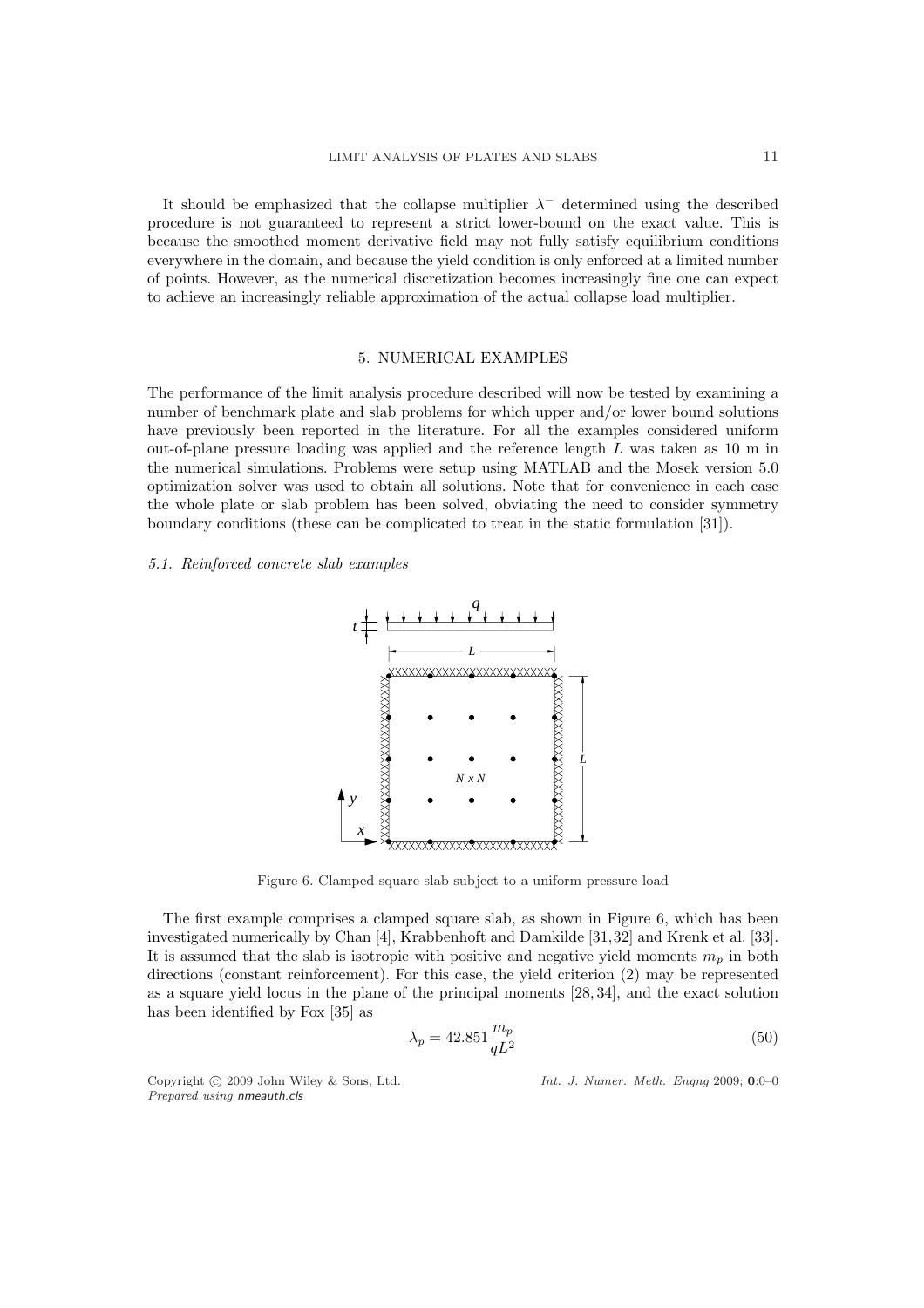It should be emphasized that the collapse multiplier $\lambda^-$ determined using the described procedure is not guaranteed to represent a strict lower-bound on the exact value. This is because the smoothed moment derivative field may not fully satisfy equilibrium conditions everywhere in the domain, and because the yield condition is only enforced at a limited number of points. However, as the numerical discretization becomes increasingly fine one can expect to achieve an increasingly reliable approximation of the actual collapse load multiplier.

## 5. NUMERICAL EXAMPLES

The performance of the limit analysis procedure described will now be tested by examining a number of benchmark plate and slab problems for which upper and/or lower bound solutions have previously been reported in the literature. For all the examples considered uniform out-of-plane pressure loading was applied and the reference length $L$ was taken as 10 m in the numerical simulations. Problems were setup using MATLAB and the Mosek version 5.0 optimization solver was used to obtain all solutions. Note that for convenience in each case the whole plate or slab problem has been solved, obviating the need to consider symmetry boundary conditions (these can be complicated to treat in the static formulation [31]).

### *5.1. Reinforced concrete slab examples*

Figure 6. Clamped square slab subject to a uniform pressure load

The first example comprises a clamped square slab, as shown in Figure 6, which has been investigated numerically by Chan [4], Krabbenhoft and Damkilde [31,32] and Krenk et al. [33]. It is assumed that the slab is isotropic with positive and negative yield moments $m_p$ in both directions (constant reinforcement). For this case, the yield criterion (2) may be represented as a square yield locus in the plane of the principal moments [28, 34], and the exact solution has been identified by Fox [35] as

$$\lambda_p = 42.851 \frac{m_p}{qL^2} \tag{50}$$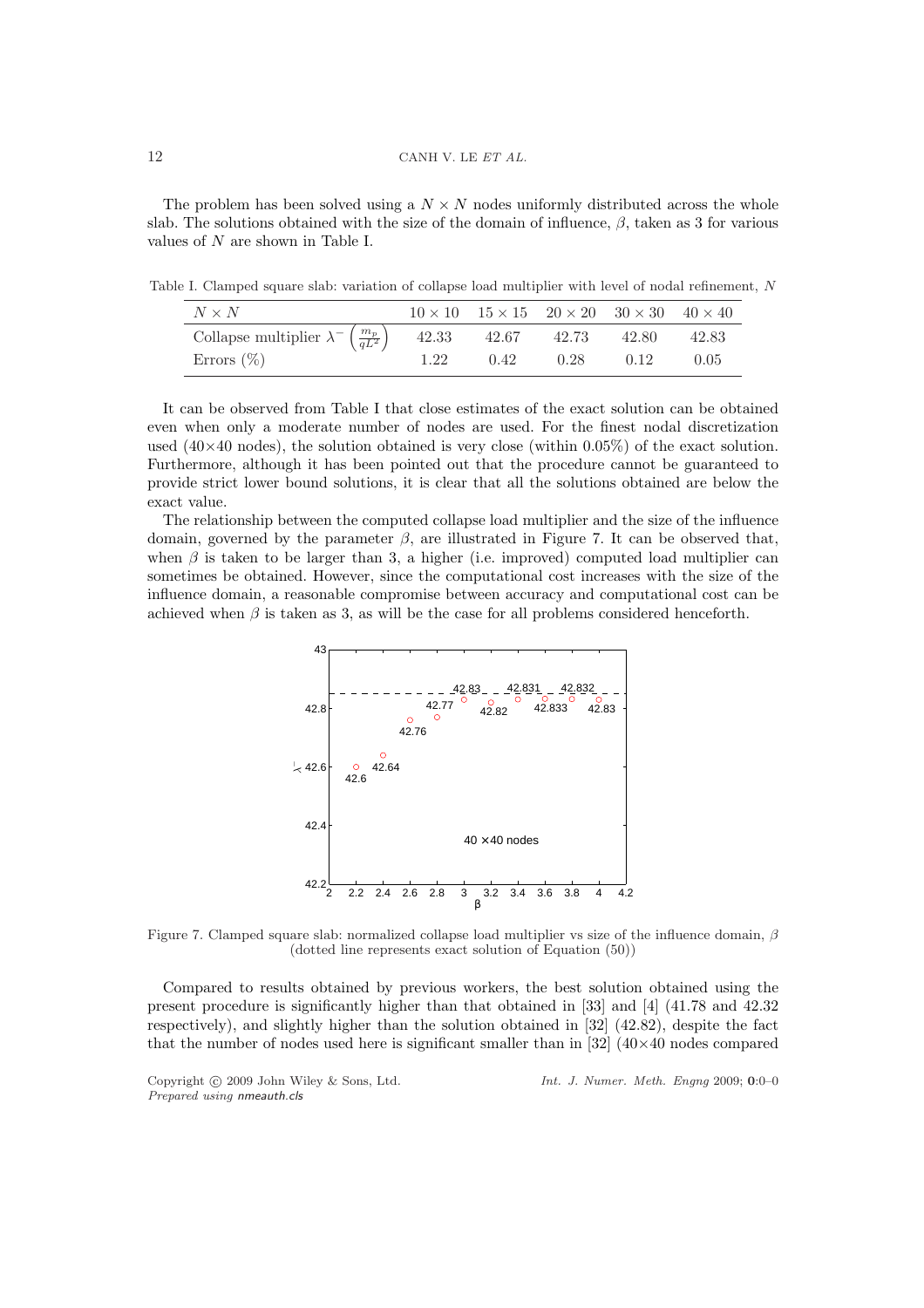The problem has been solved using a $N \times N$ nodes uniformly distributed across the whole slab. The solutions obtained with the size of the domain of influence, $\beta$, taken as 3 for various values of $N$ are shown in Table I.

Table I. Clamped square slab: variation of collapse load multiplier with level of nodal refinement, $N$

| $N \times N$ | $10 \times 10$ | $15 \times 15$ | $20 \times 20$ | $30 \times 30$ | $40 \times 40$ |
|---|---|---|---|---|---|
| Collapse multiplier $\lambda^{-}\left(\frac{m_p}{qL^2}\right)$ | 42.33 | 42.67 | 42.73 | 42.80 | 42.83 |
| Errors (%) | 1.22 | 0.42 | 0.28 | 0.12 | 0.05 |

It can be observed from Table I that close estimates of the exact solution can be obtained even when only a moderate number of nodes are used. For the finest nodal discretization used (40×40 nodes), the solution obtained is very close (within 0.05%) of the exact solution. Furthermore, although it has been pointed out that the procedure cannot be guaranteed to provide strict lower bound solutions, it is clear that all the solutions obtained are below the exact value.

The relationship between the computed collapse load multiplier and the size of the influence domain, governed by the parameter $\beta$, are illustrated in Figure 7. It can be observed that, when $\beta$ is taken to be larger than 3, a higher (i.e. improved) computed load multiplier can sometimes be obtained. However, since the computational cost increases with the size of the influence domain, a reasonable compromise between accuracy and computational cost can be achieved when $\beta$ is taken as 3, as will be the case for all problems considered henceforth.

Figure 7. Clamped square slab: normalized collapse load multiplier vs size of the influence domain, $\beta$ (dotted line represents exact solution of Equation (50))

Compared to results obtained by previous workers, the best solution obtained using the present procedure is significantly higher than that obtained in [33] and [4] (41.78 and 42.32 respectively), and slightly higher than the solution obtained in [32] (42.82), despite the fact that the number of nodes used here is significant smaller than in [32] (40×40 nodes compared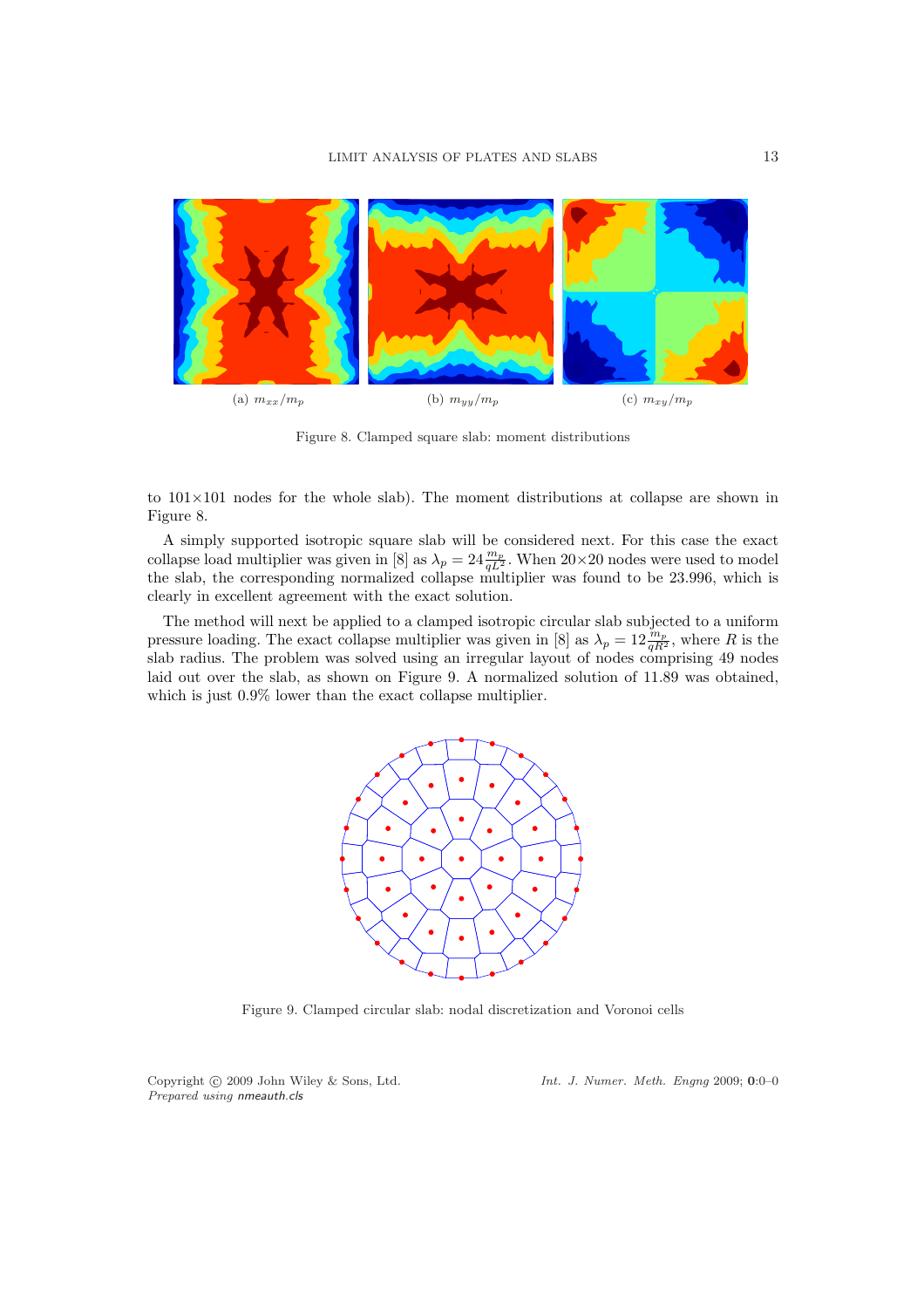(a) $m_{xx}/m_p$ (b) $m_{yy}/m_p$ (c) $m_{xy}/m_p$

Figure 8. Clamped square slab: moment distributions

to 101×101 nodes for the whole slab). The moment distributions at collapse are shown in Figure 8.

A simply supported isotropic square slab will be considered next. For this case the exact collapse load multiplier was given in [8] as $\lambda_p = 24\frac{m_p}{qL^2}$. When 20×20 nodes were used to model the slab, the corresponding normalized collapse multiplier was found to be 23.996, which is clearly in excellent agreement with the exact solution.

The method will next be applied to a clamped isotropic circular slab subjected to a uniform pressure loading. The exact collapse multiplier was given in [8] as $\lambda_p = 12\frac{m_p}{qR^2}$, where $R$ is the slab radius. The problem was solved using an irregular layout of nodes comprising 49 nodes laid out over the slab, as shown on Figure 9. A normalized solution of 11.89 was obtained, which is just 0.9% lower than the exact collapse multiplier.

Figure 9. Clamped circular slab: nodal discretization and Voronoi cells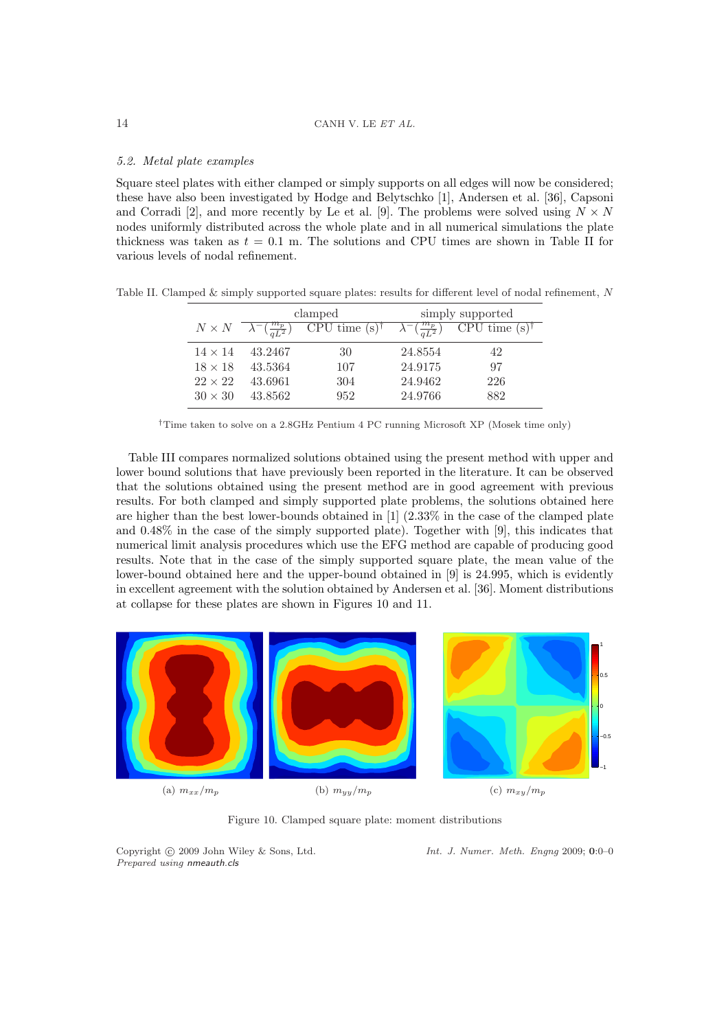*5.2. Metal plate examples*

Square steel plates with either clamped or simply supports on all edges will now be considered; these have also been investigated by Hodge and Belytschko [1], Andersen et al. [36], Capsoni and Corradi [2], and more recently by Le et al. [9]. The problems were solved using $N \times N$ nodes uniformly distributed across the whole plate and in all numerical simulations the plate thickness was taken as $t = 0.1$ m. The solutions and CPU times are shown in Table II for various levels of nodal refinement.

Table II. Clamped & simply supported square plates: results for different level of nodal refinement, $N$

| $N \times N$ | clamped | | simply supported | |
|---|---|---|---|---|
| | $\lambda^{-}(\frac{m_p}{qL^2})$ | CPU time (s)[†] | $\lambda^{-}(\frac{m_p}{qL^2})$ | CPU time (s)[†] |
| $14 \times 14$ | 43.2467 | 30 | 24.8554 | 42 |
| $18 \times 18$ | 43.5364 | 107 | 24.9175 | 97 |
| $22 \times 22$ | 43.6961 | 304 | 24.9462 | 226 |
| $30 \times 30$ | 43.8562 | 952 | 24.9766 | 882 |

[†]Time taken to solve on a 2.8GHz Pentium 4 PC running Microsoft XP (Mosek time only)

Table III compares normalized solutions obtained using the present method with upper and lower bound solutions that have previously been reported in the literature. It can be observed that the solutions obtained using the present method are in good agreement with previous results. For both clamped and simply supported plate problems, the solutions obtained here are higher than the best lower-bounds obtained in [1] (2.33% in the case of the clamped plate and 0.48% in the case of the simply supported plate). Together with [9], this indicates that numerical limit analysis procedures which use the EFG method are capable of producing good results. Note that in the case of the simply supported square plate, the mean value of the lower-bound obtained here and the upper-bound obtained in [9] is 24.995, which is evidently in excellent agreement with the solution obtained by Andersen et al. [36]. Moment distributions at collapse for these plates are shown in Figures 10 and 11.

(a) $m_{xx}/m_p$ (b) $m_{yy}/m_p$ (c) $m_{xy}/m_p$

Figure 10. Clamped square plate: moment distributions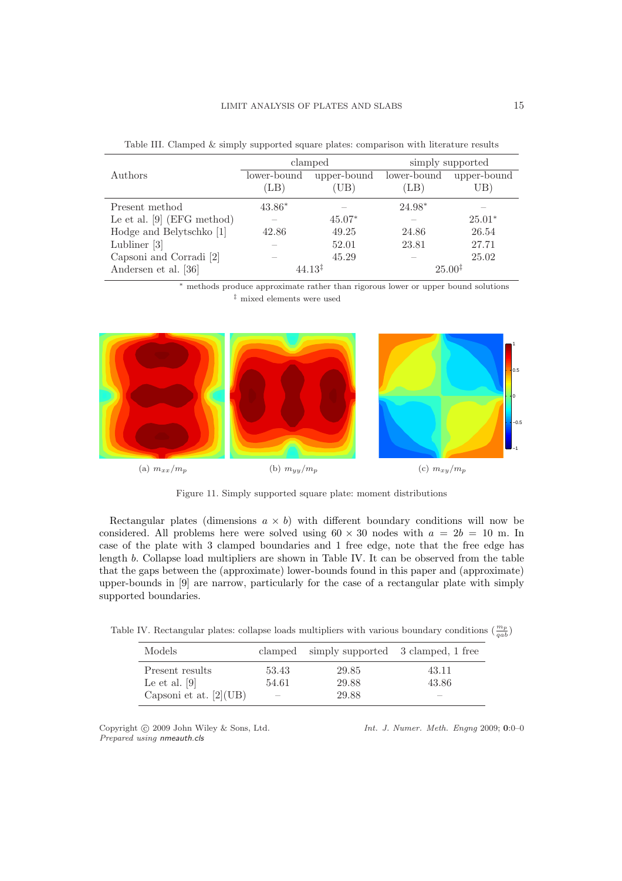Table III. Clamped & simply supported square plates: comparison with literature results

| Authors | clamped | | simply supported | |
|---|---|---|---|---|
| | lower-bound (LB) | upper-bound (UB) | lower-bound (LB) | upper-bound UB) |
| Present method | 43.86* | – | 24.98* | – |
| Le et al. [9] (EFG method) | – | 45.07* | – | 25.01* |
| Hodge and Belytschko [1] | 42.86 | 49.25 | 24.86 | 26.54 |
| Lubliner [3] | – | 52.01 | 23.81 | 27.71 |
| Capsoni and Corradi [2] | – | 45.29 | – | 25.02 |
| Andersen et al. [36] | 44.13‡ | | 25.00‡ | |

* methods produce approximate rather than rigorous lower or upper bound solutions
‡ mixed elements were used

(a) $m_{xx}/m_p$ (b) $m_{yy}/m_p$ (c) $m_{xy}/m_p$

Figure 11. Simply supported square plate: moment distributions

Rectangular plates (dimensions $a \times b$) with different boundary conditions will now be considered. All problems here were solved using $60 \times 30$ nodes with $a = 2b = 10$ m. In case of the plate with 3 clamped boundaries and 1 free edge, note that the free edge has length $b$. Collapse load multipliers are shown in Table IV. It can be observed from the table that the gaps between the (approximate) lower-bounds found in this paper and (approximate) upper-bounds in [9] are narrow, particularly for the case of a rectangular plate with simply supported boundaries.

Table IV. Rectangular plates: collapse loads multipliers with various boundary conditions ($\frac{m_p}{qab}$)

| Models | clamped | simply supported | 3 clamped, 1 free |
|---|---|---|---|
| Present results | 53.43 | 29.85 | 43.11 |
| Le et al. [9] | 54.61 | 29.88 | 43.86 |
| Capsoni et at. [2](UB) | – | 29.88 | – |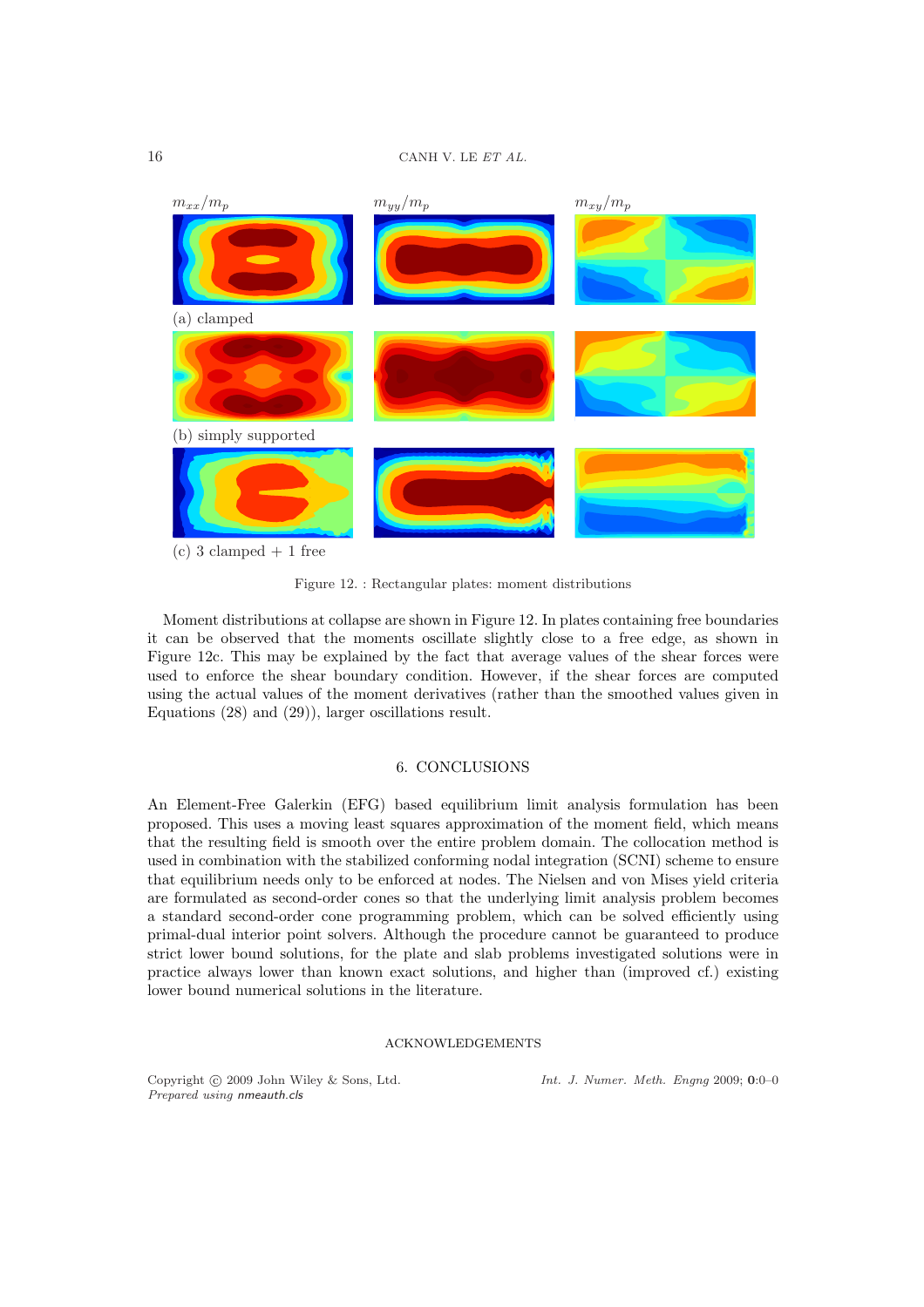$m_{xx}/m_p$ $m_{yy}/m_p$ $m_{xy}/m_p$

(a) clamped

(b) simply supported

(c) 3 clamped + 1 free

Figure 12. : Rectangular plates: moment distributions

Moment distributions at collapse are shown in Figure 12. In plates containing free boundaries it can be observed that the moments oscillate slightly close to a free edge, as shown in Figure 12c. This may be explained by the fact that average values of the shear forces were used to enforce the shear boundary condition. However, if the shear forces are computed using the actual values of the moment derivatives (rather than the smoothed values given in Equations (28) and (29)), larger oscillations result.

## 6. CONCLUSIONS

An Element-Free Galerkin (EFG) based equilibrium limit analysis formulation has been proposed. This uses a moving least squares approximation of the moment field, which means that the resulting field is smooth over the entire problem domain. The collocation method is used in combination with the stabilized conforming nodal integration (SCNI) scheme to ensure that equilibrium needs only to be enforced at nodes. The Nielsen and von Mises yield criteria are formulated as second-order cones so that the underlying limit analysis problem becomes a standard second-order cone programming problem, which can be solved efficiently using primal-dual interior point solvers. Although the procedure cannot be guaranteed to produce strict lower bound solutions, for the plate and slab problems investigated solutions were in practice always lower than known exact solutions, and higher than (improved cf.) existing lower bound numerical solutions in the literature.

## ACKNOWLEDGEMENTS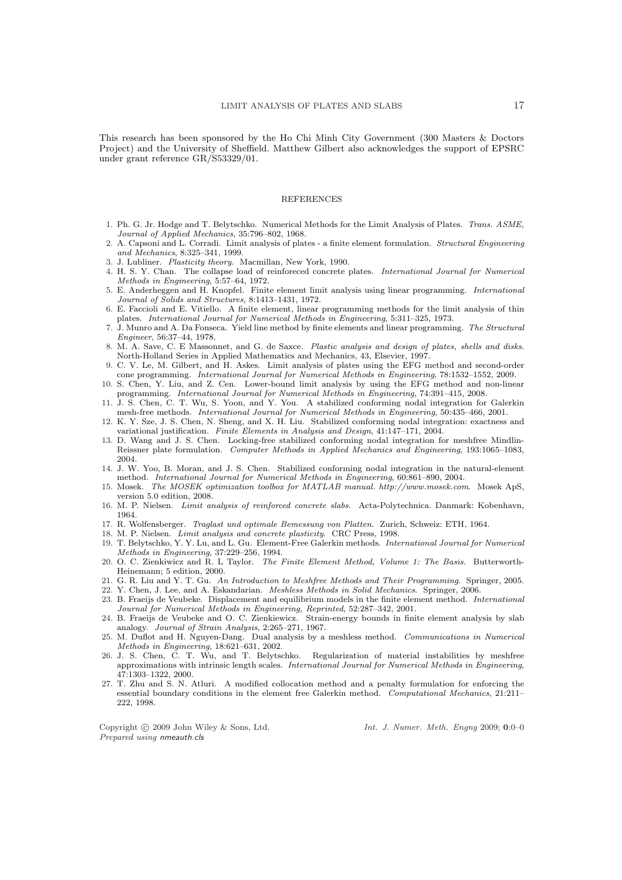This research has been sponsored by the Ho Chi Minh City Government (300 Masters & Doctors Project) and the University of Sheffield. Matthew Gilbert also acknowledges the support of EPSRC under grant reference GR/S53329/01.

## REFERENCES

1. Ph. G. Jr. Hodge and T. Belytschko. Numerical Methods for the Limit Analysis of Plates. *Trans. ASME, Journal of Applied Mechanics*, 35:796–802, 1968.
2. A. Capsoni and L. Corradi. Limit analysis of plates - a finite element formulation. *Structural Engineering and Mechanics*, 8:325–341, 1999.
3. J. Lubliner. *Plasticity theory*. Macmillan, New York, 1990.
4. H. S. Y. Chan. The collapse load of reinforeced concrete plates. *International Journal for Numerical Methods in Engineering*, 5:57–64, 1972.
5. E. Anderheggen and H. Knopfel. Finite element limit analysis using linear programming. *International Journal of Solids and Structures*, 8:1413–1431, 1972.
6. E. Faccioli and E. Vitiello. A finite element, linear programming methods for the limit analysis of thin plates. *International Journal for Numerical Methods in Engineering*, 5:311–325, 1973.
7. J. Munro and A. Da Fonseca. Yield line method by finite elements and linear programming. *The Structural Engineer*, 56:37–44, 1978.
8. M. A. Save, C. E Massonnet, and G. de Saxce. *Plastic analysis and design of plates, shells and disks*. North-Holland Series in Applied Mathematics and Mechanics, 43, Elsevier, 1997.
9. C. V. Le, M. Gilbert, and H. Askes. Limit analysis of plates using the EFG method and second-order cone programming. *International Journal for Numerical Methods in Engineering*, 78:1532–1552, 2009.
10. S. Chen, Y. Liu, and Z. Cen. Lower-bound limit analysis by using the EFG method and non-linear programming. *International Journal for Numerical Methods in Engineering*, 74:391–415, 2008.
11. J. S. Chen, C. T. Wu, S. Yoon, and Y. You. A stabilized conforming nodal integration for Galerkin mesh-free methods. *International Journal for Numerical Methods in Engineering*, 50:435–466, 2001.
12. K. Y. Sze, J. S. Chen, N. Sheng, and X. H. Liu. Stabilized conforming nodal integration: exactness and variational justification. *Finite Elements in Analysis and Design*, 41:147–171, 2004.
13. D. Wang and J. S. Chen. Locking-free stabilized conforming nodal integration for meshfree Mindlin-Reissner plate formulation. *Computer Methods in Applied Mechanics and Engineering*, 193:1065–1083, 2004.
14. J. W. Yoo, B. Moran, and J. S. Chen. Stabilized conforming nodal integration in the natural-element method. *International Journal for Numerical Methods in Engineering*, 60:861–890, 2004.
15. Mosek. *The MOSEK optimization toolbox for MATLAB manual. http://www.mosek.com*. Mosek ApS, version 5.0 edition, 2008.
16. M. P. Nielsen. *Limit analysis of reinforced concrete slabs*. Acta-Polytechnica. Danmark: Kobenhavn, 1964.
17. R. Wolfensberger. *Traglast und optimale Bemessung von Platten*. Zurich, Schweiz: ETH, 1964.
18. M. P. Nielsen. *Limit analysis and concrete plasticity*. CRC Press, 1998.
19. T. Belytschko, Y. Y. Lu, and L. Gu. Element-Free Galerkin methods. *International Journal for Numerical Methods in Engineering*, 37:229–256, 1994.
20. O. C. Zienkiwicz and R. L Taylor. *The Finite Element Method, Volume 1: The Basis*. Butterworth-Heinemann; 5 edition, 2000.
21. G. R. Liu and Y. T. Gu. *An Introduction to Meshfree Methods and Their Programming*. Springer, 2005.
22. Y. Chen, J. Lee, and A. Eskandarian. *Meshless Methods in Solid Mechanics*. Springer, 2006.
23. B. Fraeijs de Veubeke. Displacement and equilibrium models in the finite element method. *International Journal for Numerical Methods in Engineering, Reprinted*, 52:287–342, 2001.
24. B. Fraeijs de Veubeke and O. C. Zienkiewicz. Strain-energy bounds in finite element analysis by slab analogy. *Journal of Strain Analysis*, 2:265–271, 1967.
25. M. Duflot and H. Nguyen-Dang. Dual analysis by a meshless method. *Communications in Numerical Methods in Engineering*, 18:621–631, 2002.
26. J. S. Chen, C. T. Wu, and T. Belytschko. Regularization of material instabilities by meshfree approximations with intrinsic length scales. *International Journal for Numerical Methods in Engineering*, 47:1303–1322, 2000.
27. T. Zhu and S. N. Atluri. A modified collocation method and a penalty formulation for enforcing the essential boundary conditions in the element free Galerkin method. *Computational Mechanics*, 21:211–222, 1998.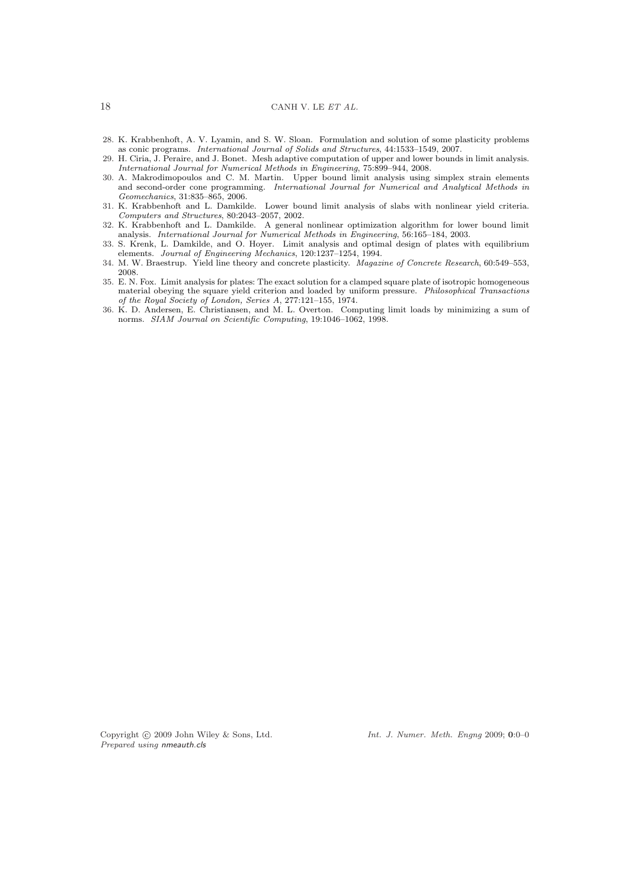28. K. Krabbenhoft, A. V. Lyamin, and S. W. Sloan. Formulation and solution of some plasticity problems as conic programs. *International Journal of Solids and Structures*, 44:1533–1549, 2007.
29. H. Ciria, J. Peraire, and J. Bonet. Mesh adaptive computation of upper and lower bounds in limit analysis. *International Journal for Numerical Methods in Engineering*, 75:899–944, 2008.
30. A. Makrodimopoulos and C. M. Martin. Upper bound limit analysis using simplex strain elements and second-order cone programming. *International Journal for Numerical and Analytical Methods in Geomechanics*, 31:835–865, 2006.
31. K. Krabbenhoft and L. Damkilde. Lower bound limit analysis of slabs with nonlinear yield criteria. *Computers and Structures*, 80:2043–2057, 2002.
32. K. Krabbenhoft and L. Damkilde. A general nonlinear optimization algorithm for lower bound limit analysis. *International Journal for Numerical Methods in Engineering*, 56:165–184, 2003.
33. S. Krenk, L. Damkilde, and O. Hoyer. Limit analysis and optimal design of plates with equilibrium elements. *Journal of Engineering Mechanics*, 120:1237–1254, 1994.
34. M. W. Braestrup. Yield line theory and concrete plasticity. *Magazine of Concrete Research*, 60:549–553, 2008.
35. E. N. Fox. Limit analysis for plates: The exact solution for a clamped square plate of isotropic homogeneous material obeying the square yield criterion and loaded by uniform pressure. *Philosophical Transactions of the Royal Society of London, Series A*, 277:121–155, 1974.
36. K. D. Andersen, E. Christiansen, and M. L. Overton. Computing limit loads by minimizing a sum of norms. *SIAM Journal on Scientific Computing*, 19:1046–1062, 1998.